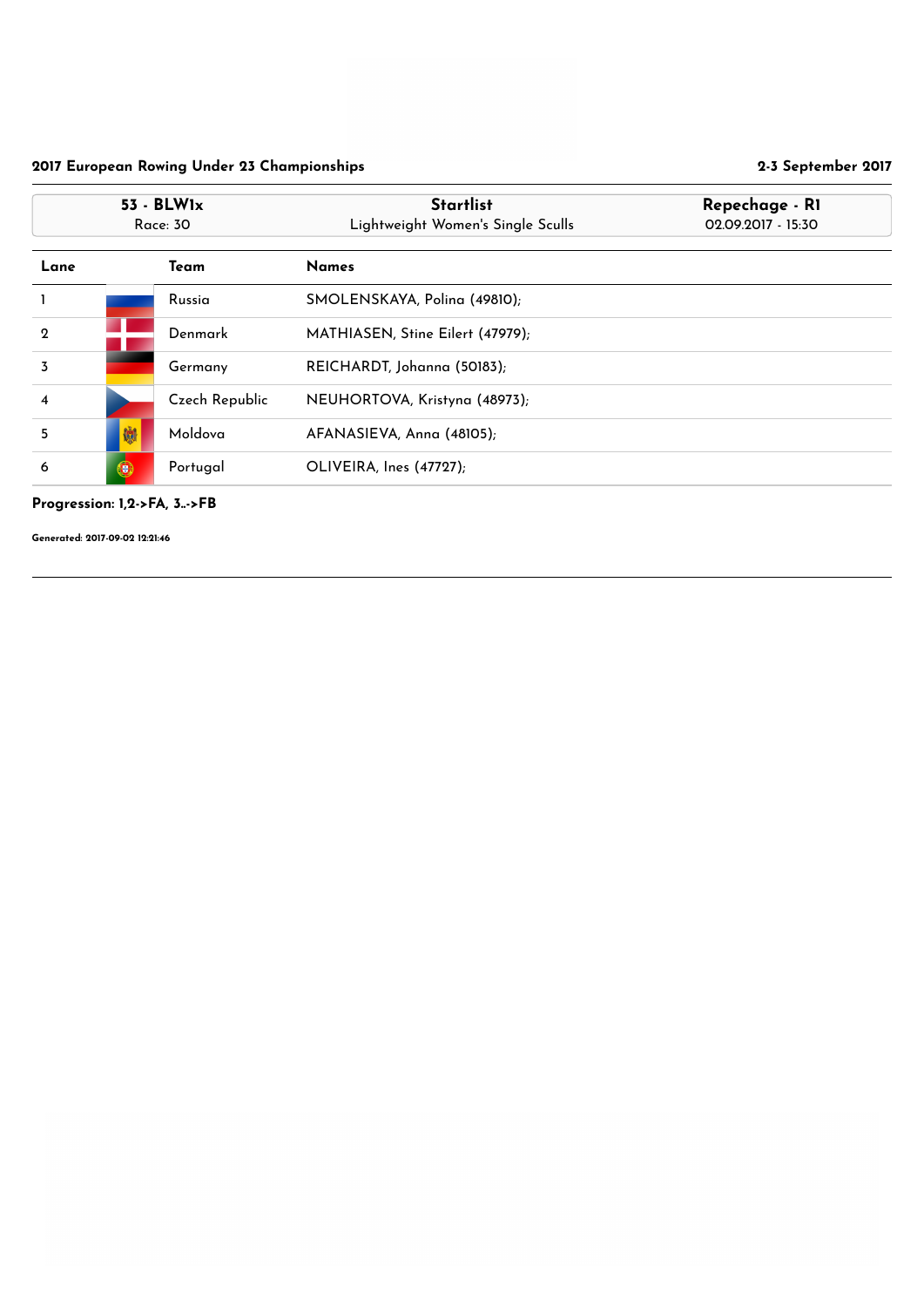## 2017 European Rowing Under 23 Championships

2-3 September 2017

| 53 - BLW1x | Startlist | Repechage - R1 |
|---|---|---|
| Race: 30 | Lightweight Women's Single Sculls | 02.09.2017 - 15:30 |

| Lane | Team | Names |
|---|---|---|
| 1 | Russia | SMOLENSKAYA, Polina (49810); |
| 2 | Denmark | MATHIASEN, Stine Eilert (47979); |
| 3 | Germany | REICHARDT, Johanna (50183); |
| 4 | Czech Republic | NEUHORTOVA, Kristyna (48973); |
| 5 | Moldova | AFANASIEVA, Anna (48105); |
| 6 | Portugal | OLIVEIRA, Ines (47727); |

**Progression: 1,2->FA, 3..->FB**

**Generated: 2017-09-02 12:21:46**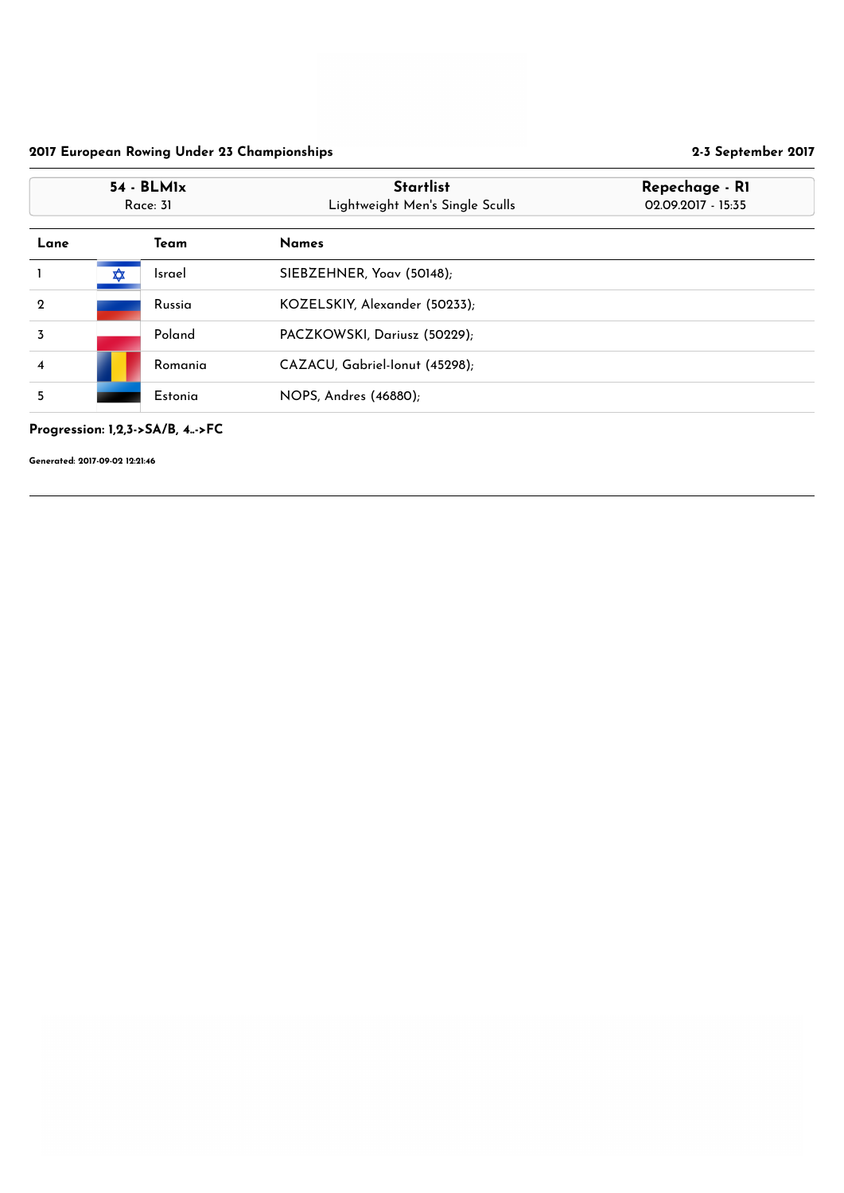**2017 European Rowing Under 23 Championships** — **2-3 September 2017**

| 54 - BLM1x | Startlist | Repechage - R1 |
|---|---|---|
| Race: 31 | Lightweight Men's Single Sculls | 02.09.2017 - 15:35 |

| Lane | Team | Names |
|---|---|---|
| 1 | Israel | SIEBZEHNER, Yoav (50148); |
| 2 | Russia | KOZELSKIY, Alexander (50233); |
| 3 | Poland | PACZKOWSKI, Dariusz (50229); |
| 4 | Romania | CAZACU, Gabriel-Ionut (45298); |
| 5 | Estonia | NOPS, Andres (46880); |

**Progression: 1,2,3->SA/B, 4..->FC**

**Generated: 2017-09-02 12:21:46**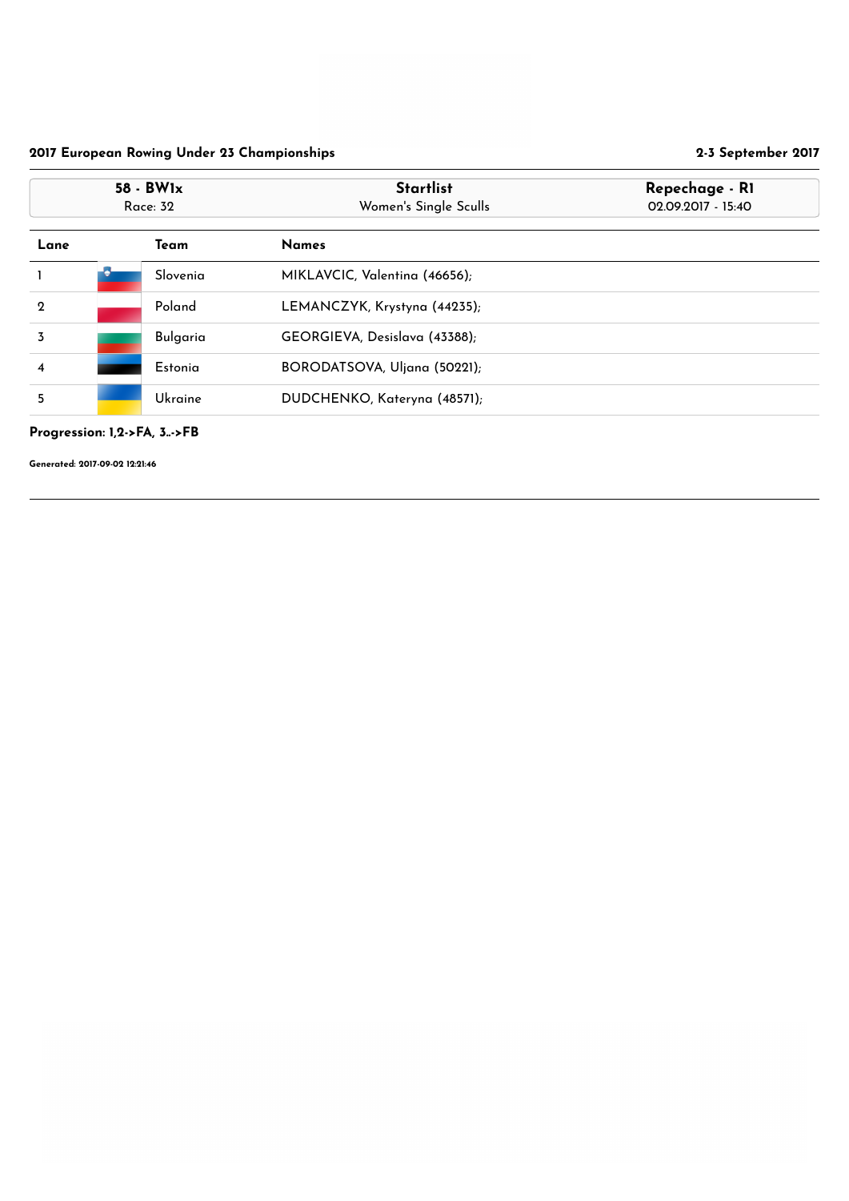**2017 European Rowing Under 23 Championships** **2-3 September 2017**

| 58 - BW1x | Startlist | Repechage - R1 |
|---|---|---|
| Race: 32 | Women's Single Sculls | 02.09.2017 - 15:40 |

| Lane | Team | Names |
|---|---|---|
| 1 | Slovenia | MIKLAVCIC, Valentina (46656); |
| 2 | Poland | LEMANCZYK, Krystyna (44235); |
| 3 | Bulgaria | GEORGIEVA, Desislava (43388); |
| 4 | Estonia | BORODATSOVA, Uljana (50221); |
| 5 | Ukraine | DUDCHENKO, Kateryna (48571); |

**Progression: 1,2->FA, 3..->FB**

**Generated: 2017-09-02 12:21:46**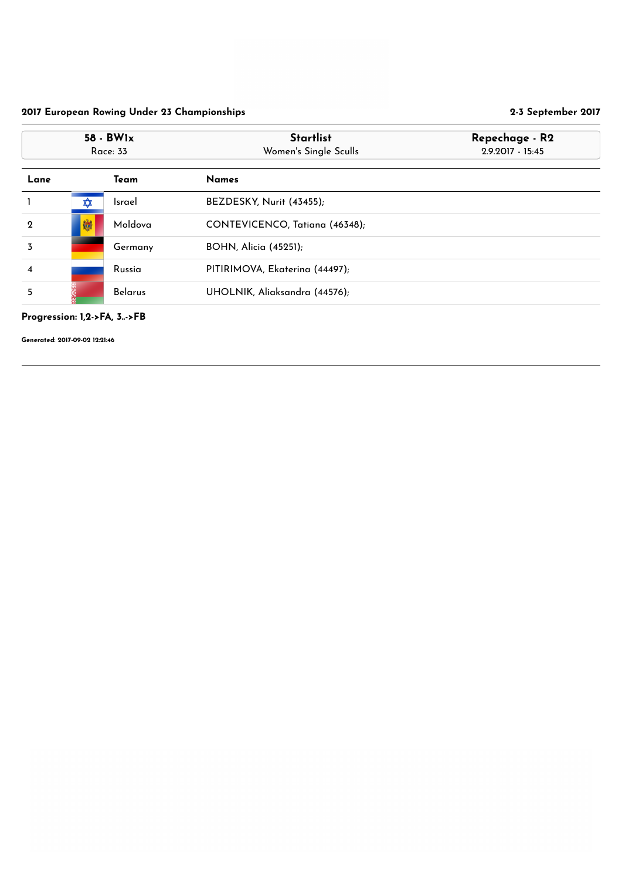**2017 European Rowing Under 23 Championships** — **2-3 September 2017**

| 58 - BW1x | Startlist | Repechage - R2 |
|---|---|---|
| Race: 33 | Women's Single Sculls | 2.9.2017 - 15:45 |

| Lane | Team | Names |
|---|---|---|
| 1 | Israel | BEZDESKY, Nurit (43455); |
| 2 | Moldova | CONTEVICENCO, Tatiana (46348); |
| 3 | Germany | BOHN, Alicia (45251); |
| 4 | Russia | PITIRIMOVA, Ekaterina (44497); |
| 5 | Belarus | UHOLNIK, Aliaksandra (44576); |

**Progression: 1,2->FA, 3..->FB**

**Generated: 2017-09-02 12:21:46**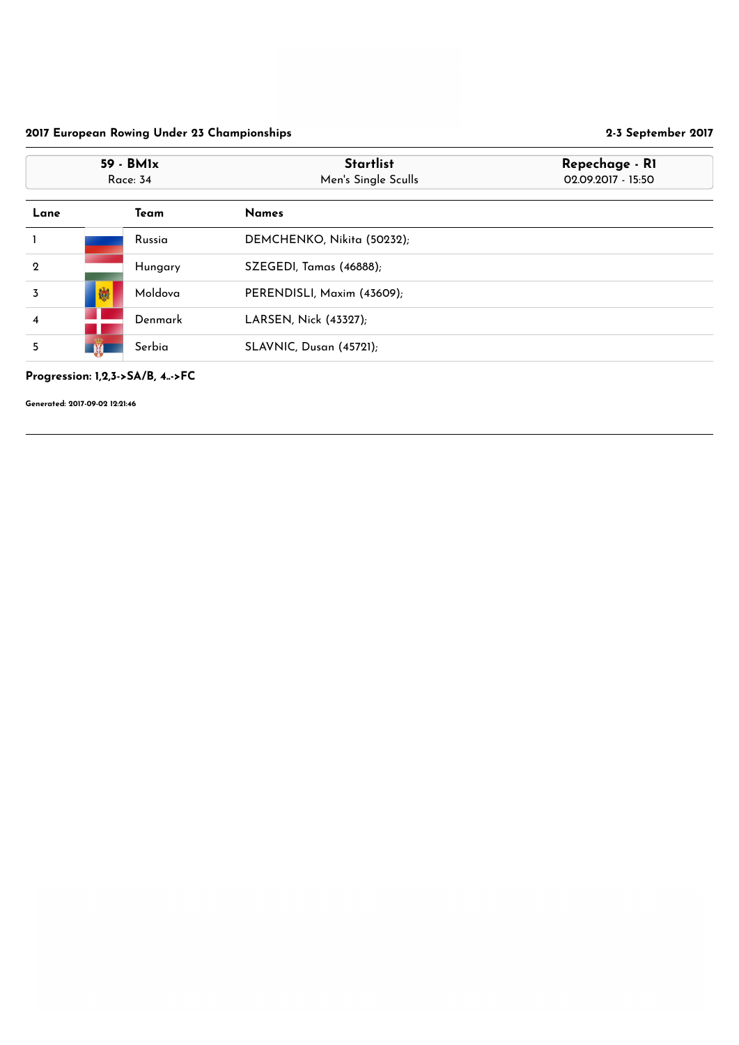## 2017 European Rowing Under 23 Championships

2-3 September 2017

| 59 - BM1x | Startlist | Repechage - R1 |
|---|---|---|
| Race: 34 | Men's Single Sculls | 02.09.2017 - 15:50 |

| Lane | Team | Names |
|---|---|---|
| 1 | Russia | DEMCHENKO, Nikita (50232); |
| 2 | Hungary | SZEGEDI, Tamas (46888); |
| 3 | Moldova | PERENDISLI, Maxim (43609); |
| 4 | Denmark | LARSEN, Nick (43327); |
| 5 | Serbia | SLAVNIC, Dusan (45721); |

**Progression: 1,2,3->SA/B, 4..->FC**

**Generated: 2017-09-02 12:21:46**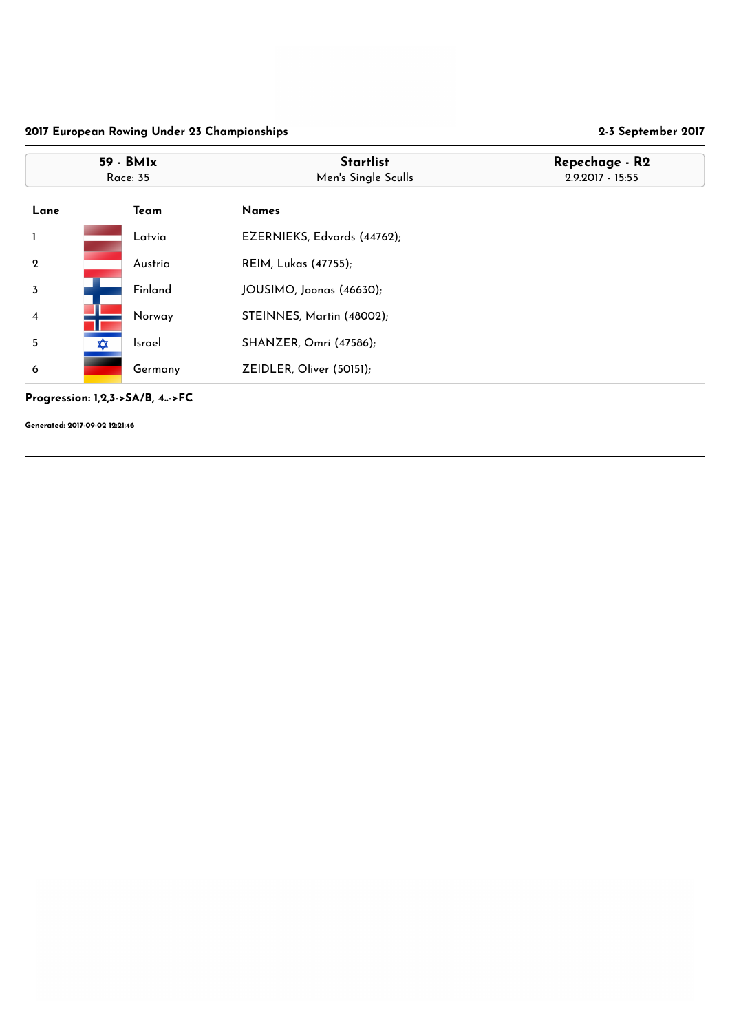## 2017 European Rowing Under 23 Championships

2-3 September 2017

| 59 - BM1x | Startlist | Repechage - R2 |
|---|---|---|
| Race: 35 | Men's Single Sculls | 2.9.2017 - 15:55 |

| Lane | Team | Names |
|---|---|---|
| 1 | Latvia | EZERNIEKS, Edvards (44762); |
| 2 | Austria | REIM, Lukas (47755); |
| 3 | Finland | JOUSIMO, Joonas (46630); |
| 4 | Norway | STEINNES, Martin (48002); |
| 5 | Israel | SHANZER, Omri (47586); |
| 6 | Germany | ZEIDLER, Oliver (50151); |

**Progression: 1,2,3->SA/B, 4..->FC**

**Generated: 2017-09-02 12:21:46**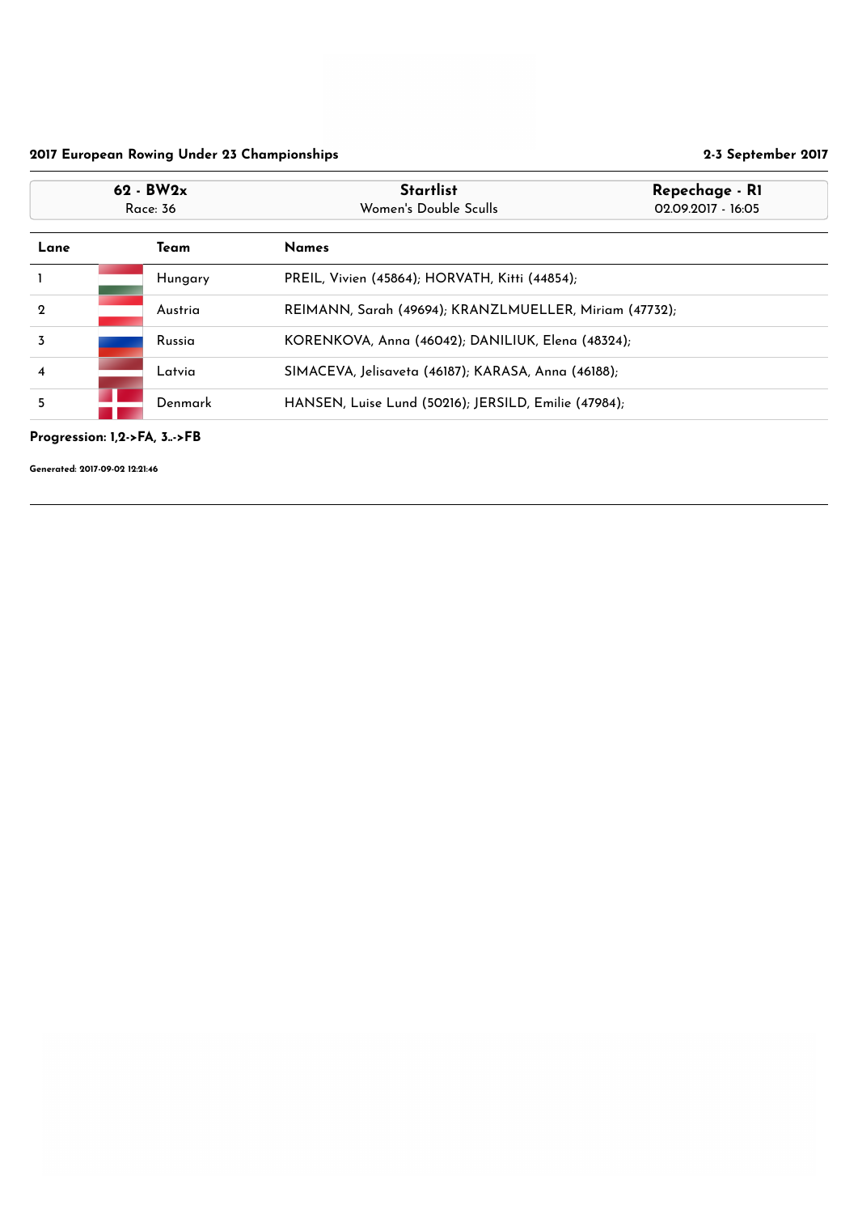**2017 European Rowing Under 23 Championships** — **2-3 September 2017**

| 62 - BW2x<br>Race: 36 | Startlist<br>Women's Double Sculls | Repechage - R1<br>02.09.2017 - 16:05 |
|---|---|---|

| Lane | Team | Names |
|---|---|---|
| 1 | Hungary | PREIL, Vivien (45864); HORVATH, Kitti (44854); |
| 2 | Austria | REIMANN, Sarah (49694); KRANZLMUELLER, Miriam (47732); |
| 3 | Russia | KORENKOVA, Anna (46042); DANILIUK, Elena (48324); |
| 4 | Latvia | SIMACEVA, Jelisaveta (46187); KARASA, Anna (46188); |
| 5 | Denmark | HANSEN, Luise Lund (50216); JERSILD, Emilie (47984); |

**Progression: 1,2->FA, 3..->FB**

**Generated: 2017-09-02 12:21:46**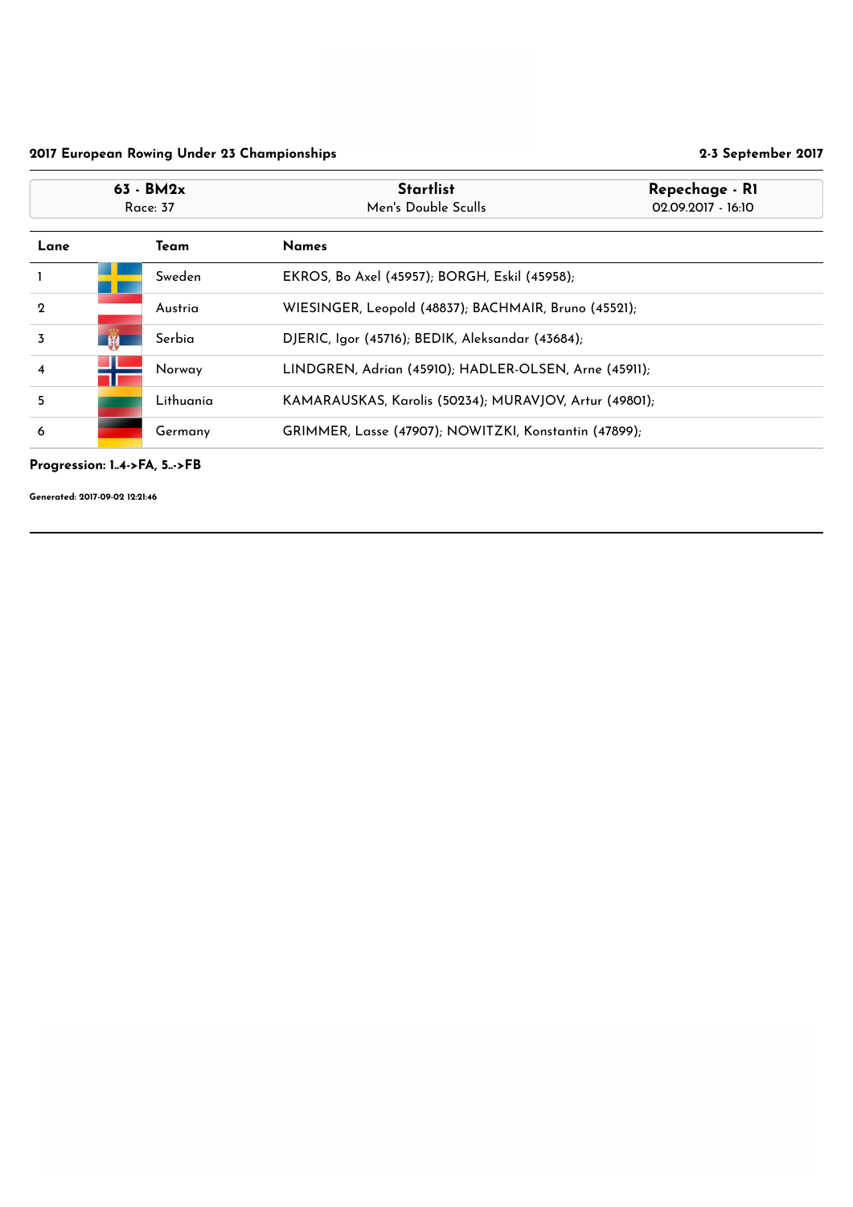**2017 European Rowing Under 23 Championships** — **2-3 September 2017**

| 63 - BM2x | Startlist | Repechage - R1 |
|---|---|---|
| Race: 37 | Men's Double Sculls | 02.09.2017 - 16:10 |

| Lane | Team | Names |
|---|---|---|
| 1 | Sweden | EKROS, Bo Axel (45957); BORGH, Eskil (45958); |
| 2 | Austria | WIESINGER, Leopold (48837); BACHMAIR, Bruno (45521); |
| 3 | Serbia | DJERIC, Igor (45716); BEDIK, Aleksandar (43684); |
| 4 | Norway | LINDGREN, Adrian (45910); HADLER-OLSEN, Arne (45911); |
| 5 | Lithuania | KAMARAUSKAS, Karolis (50234); MURAVJOV, Artur (49801); |
| 6 | Germany | GRIMMER, Lasse (47907); NOWITZKI, Konstantin (47899); |

**Progression: 1..4->FA, 5..->FB**

**Generated: 2017-09-02 12:21:46**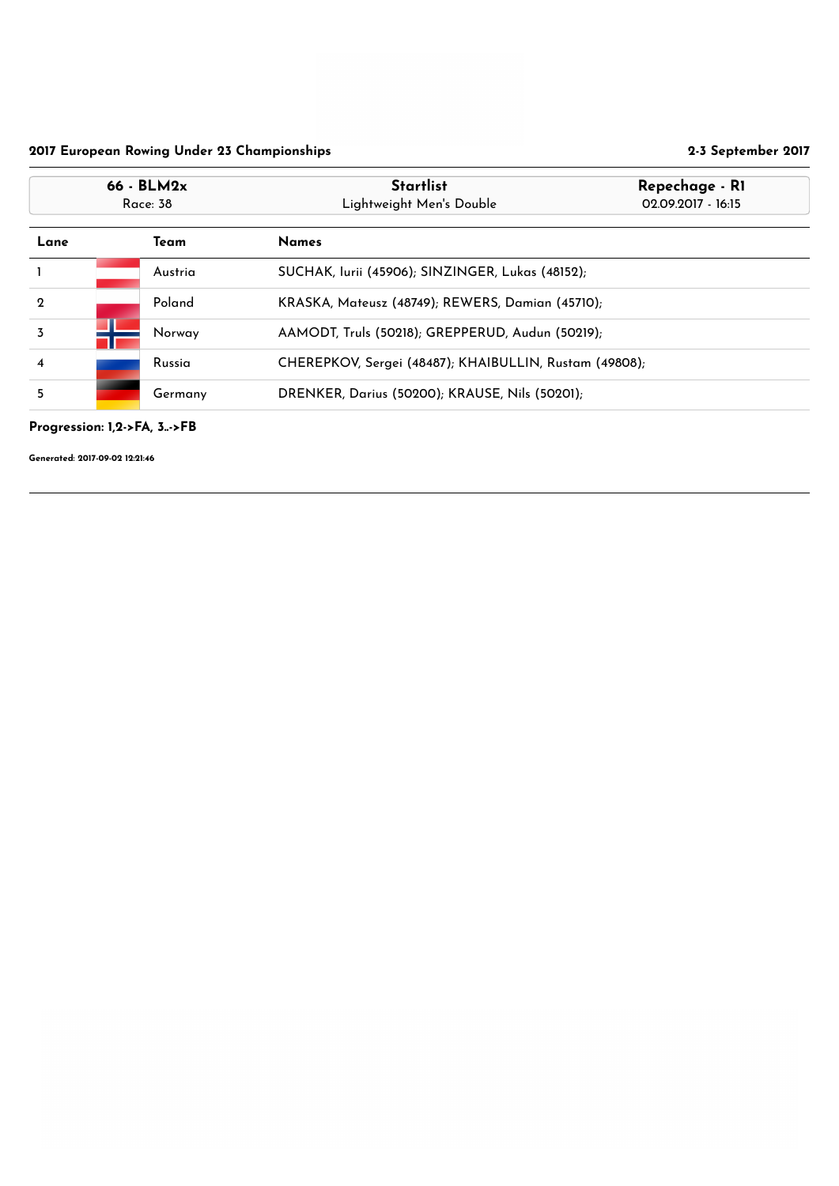**2017 European Rowing Under 23 Championships** — **2-3 September 2017**

| 66 - BLM2x | Startlist | Repechage - R1 |
|---|---|---|
| Race: 38 | Lightweight Men's Double | 02.09.2017 - 16:15 |

| Lane | Team | Names |
|---|---|---|
| 1 | Austria | SUCHAK, Iurii (45906); SINZINGER, Lukas (48152); |
| 2 | Poland | KRASKA, Mateusz (48749); REWERS, Damian (45710); |
| 3 | Norway | AAMODT, Truls (50218); GREPPERUD, Audun (50219); |
| 4 | Russia | CHEREPKOV, Sergei (48487); KHAIBULLIN, Rustam (49808); |
| 5 | Germany | DRENKER, Darius (50200); KRAUSE, Nils (50201); |

**Progression: 1,2->FA, 3..->FB**

**Generated: 2017-09-02 12:21:46**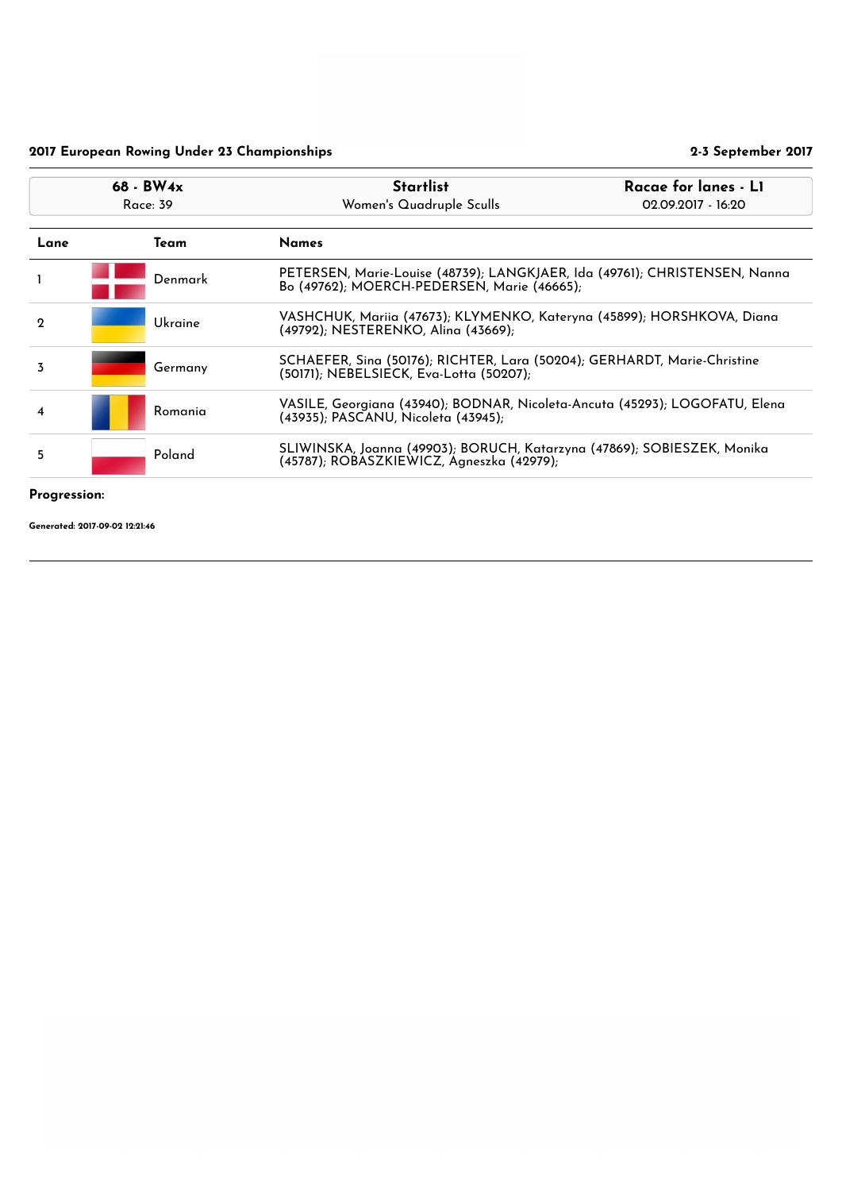**2017 European Rowing Under 23 Championships** — **2-3 September 2017**

| 68 - BW4x | Startlist | Racae for lanes - L1 |
|---|---|---|
| Race: 39 | Women's Quadruple Sculls | 02.09.2017 - 16:20 |

| Lane | Team | Names |
|---|---|---|
| 1 | Denmark | PETERSEN, Marie-Louise (48739); LANGKJAER, Ida (49761); CHRISTENSEN, Nanna Bo (49762); MOERCH-PEDERSEN, Marie (46665); |
| 2 | Ukraine | VASHCHUK, Mariia (47673); KLYMENKO, Kateryna (45899); HORSHKOVA, Diana (49792); NESTERENKO, Alina (43669); |
| 3 | Germany | SCHAEFER, Sina (50176); RICHTER, Lara (50204); GERHARDT, Marie-Christine (50171); NEBELSIECK, Eva-Lotta (50207); |
| 4 | Romania | VASILE, Georgiana (43940); BODNAR, Nicoleta-Ancuta (45293); LOGOFATU, Elena (43935); PASCANU, Nicoleta (43945); |
| 5 | Poland | SLIWINSKA, Joanna (49903); BORUCH, Katarzyna (47869); SOBIESZEK, Monika (45787); ROBASZKIEWICZ, Agneszka (42979); |

**Progression:**

**Generated: 2017-09-02 12:21:46**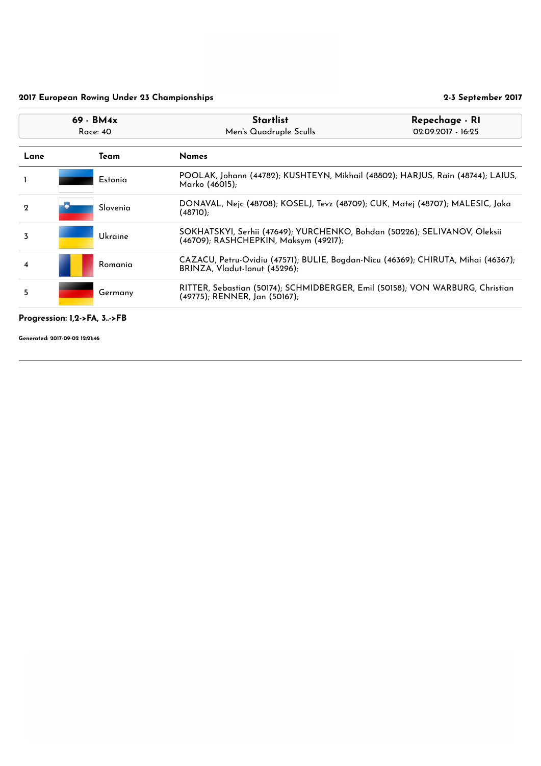**2017 European Rowing Under 23 Championships** 2-3 September 2017

| 69 - BM4x | Startlist | Repechage - R1 |
|---|---|---|
| Race: 40 | Men's Quadruple Sculls | 02.09.2017 - 16:25 |

| Lane | Team | Names |
|---|---|---|
| 1 | Estonia | POOLAK, Johann (44782); KUSHTEYN, Mikhail (48802); HARJUS, Rain (48744); LAIUS, Marko (46015); |
| 2 | Slovenia | DONAVAL, Nejc (48708); KOSELJ, Tevz (48709); CUK, Matej (48707); MALESIC, Jaka (48710); |
| 3 | Ukraine | SOKHATSKYI, Serhii (47649); YURCHENKO, Bohdan (50226); SELIVANOV, Oleksii (46709); RASHCHEPKIN, Maksym (49217); |
| 4 | Romania | CAZACU, Petru-Ovidiu (47571); BULIE, Bogdan-Nicu (46369); CHIRUTA, Mihai (46367); BRINZA, Vladut-Ionut (45296); |
| 5 | Germany | RITTER, Sebastian (50174); SCHMIDBERGER, Emil (50158); VON WARBURG, Christian (49775); RENNER, Jan (50167); |

**Progression: 1,2->FA, 3..->FB**

**Generated: 2017-09-02 12:21:46**